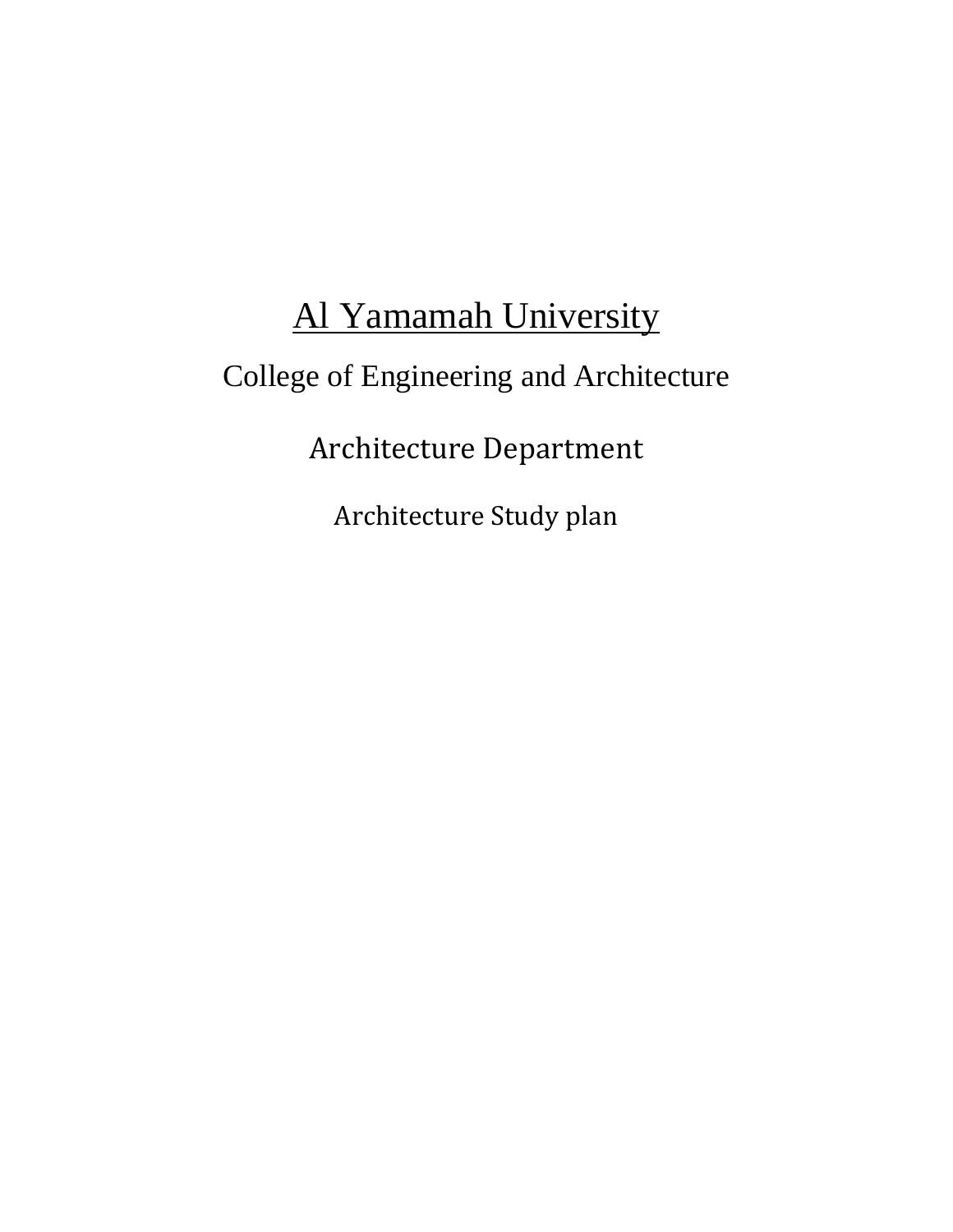# Al Yamamah University

## College of Engineering and Architecture

## Architecture Department

### Architecture Study plan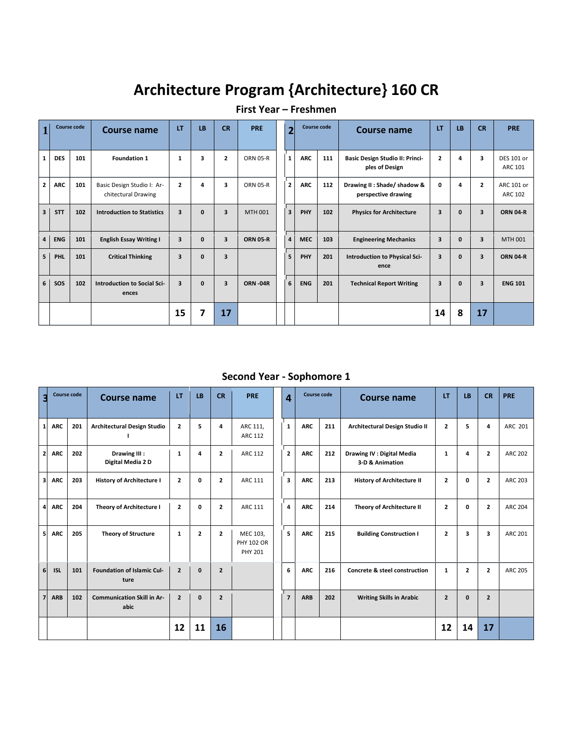# Architecture Program {Architecture} 160 CR

## First Year – Freshmen

| 1 | Course code | | Course name | LT | LB | CR | PRE | | 2 | Course code | | Course name | LT | LB | CR | PRE |
|---|---|---|---|---|---|---|---|---|---|---|---|---|---|---|---|---|
| 1 | DES | 101 | Foundation 1 | 1 | 3 | 2 | ORN 05-R | | 1 | ARC | 111 | Basic Design Studio II: Principles of Design | 2 | 4 | 3 | DES 101 or ARC 101 |
| 2 | ARC | 101 | Basic Design Studio I: Architectural Drawing | 2 | 4 | 3 | ORN 05-R | | 2 | ARC | 112 | Drawing II : Shade/ shadow & perspective drawing | 0 | 4 | 2 | ARC 101 or ARC 102 |
| 3 | STT | 102 | Introduction to Statistics | 3 | 0 | 3 | MTH 001 | | 3 | PHY | 102 | Physics for Architecture | 3 | 0 | 3 | ORN 04-R |
| 4 | ENG | 101 | English Essay Writing I | 3 | 0 | 3 | ORN 05-R | | 4 | MEC | 103 | Engineering Mechanics | 3 | 0 | 3 | MTH 001 |
| 5 | PHL | 101 | Critical Thinking | 3 | 0 | 3 | | | 5 | PHY | 201 | Introduction to Physical Science | 3 | 0 | 3 | ORN 04-R |
| 6 | SOS | 102 | Introduction to Social Sciences | 3 | 0 | 3 | ORN -04R | | 6 | ENG | 201 | Technical Report Writing | 3 | 0 | 3 | ENG 101 |
| | | | | 15 | 7 | 17 | | | | | | | 14 | 8 | 17 | |

## Second Year - Sophomore 1

| 3 | Course code | | Course name | LT | LB | CR | PRE | | 4 | Course code | | Course name | LT | LB | CR | PRE |
|---|---|---|---|---|---|---|---|---|---|---|---|---|---|---|---|---|
| 1 | ARC | 201 | Architectural Design Studio I | 2 | 5 | 4 | ARC 111, ARC 112 | | 1 | ARC | 211 | Architectural Design Studio II | 2 | 5 | 4 | ARC 201 |
| 2 | ARC | 202 | Drawing III : Digital Media 2 D | 1 | 4 | 2 | ARC 112 | | 2 | ARC | 212 | Drawing IV : Digital Media 3-D & Animation | 1 | 4 | 2 | ARC 202 |
| 3 | ARC | 203 | History of Architecture I | 2 | 0 | 2 | ARC 111 | | 3 | ARC | 213 | History of Architecture II | 2 | 0 | 2 | ARC 203 |
| 4 | ARC | 204 | Theory of Architecture I | 2 | 0 | 2 | ARC 111 | | 4 | ARC | 214 | Theory of Architecture II | 2 | 0 | 2 | ARC 204 |
| 5 | ARC | 205 | Theory of Structure | 1 | 2 | 2 | MEC 103, PHY 102 OR PHY 201 | | 5 | ARC | 215 | Building Construction I | 2 | 3 | 3 | ARC 201 |
| 6 | ISL | 101 | Foundation of Islamic Culture | 2 | 0 | 2 | | | 6 | ARC | 216 | Concrete & steel construction | 1 | 2 | 2 | ARC 205 |
| 7 | ARB | 102 | Communication Skill in Arabic | 2 | 0 | 2 | | | 7 | ARB | 202 | Writing Skills in Arabic | 2 | 0 | 2 | |
| | | | | 12 | 11 | 16 | | | | | | | 12 | 14 | 17 | |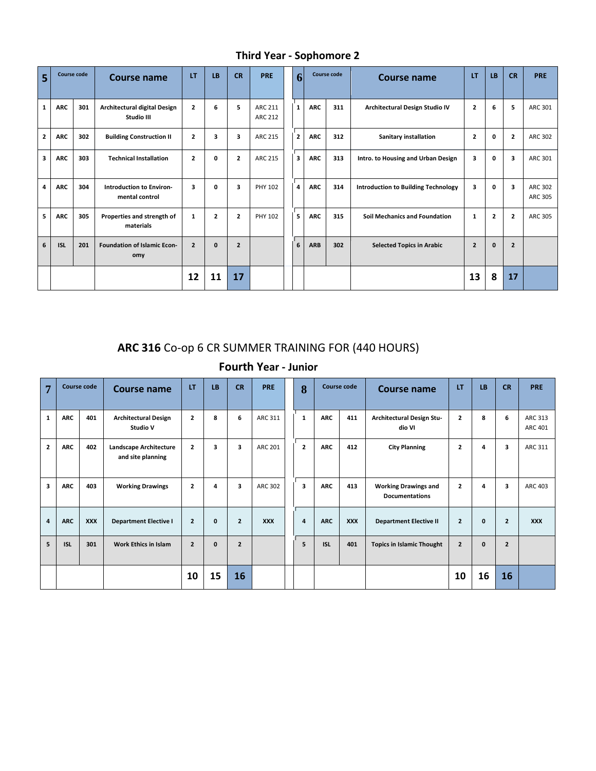## Third Year - Sophomore 2

| 5 | Course code | | Course name | LT | LB | CR | PRE |
|---|---|---|---|---|---|---|---|
| 1 | ARC | 301 | Architectural digital Design Studio III | 2 | 6 | 5 | ARC 211 ARC 212 |
| 2 | ARC | 302 | Building Construction II | 2 | 3 | 3 | ARC 215 |
| 3 | ARC | 303 | Technical Installation | 2 | 0 | 2 | ARC 215 |
| 4 | ARC | 304 | Introduction to Environmental control | 3 | 0 | 3 | PHY 102 |
| 5 | ARC | 305 | Properties and strength of materials | 1 | 2 | 2 | PHY 102 |
| 6 | ISL | 201 | Foundation of Islamic Economy | 2 | 0 | 2 | |
| | | | | 12 | 11 | 17 | |

| 6 | Course code | | Course name | LT | LB | CR | PRE |
|---|---|---|---|---|---|---|---|
| 1 | ARC | 311 | Architectural Design Studio IV | 2 | 6 | 5 | ARC 301 |
| 2 | ARC | 312 | Sanitary installation | 2 | 0 | 2 | ARC 302 |
| 3 | ARC | 313 | Intro. to Housing and Urban Design | 3 | 0 | 3 | ARC 301 |
| 4 | ARC | 314 | Introduction to Building Technology | 3 | 0 | 3 | ARC 302 ARC 305 |
| 5 | ARC | 315 | Soil Mechanics and Foundation | 1 | 2 | 2 | ARC 305 |
| 6 | ARB | 302 | Selected Topics in Arabic | 2 | 0 | 2 | |
| | | | | 13 | 8 | 17 | |

## **ARC 316** Co-op 6 CR SUMMER TRAINING FOR (440 HOURS)

## Fourth Year - Junior

| 7 | Course code | | Course name | LT | LB | CR | PRE |
|---|---|---|---|---|---|---|---|
| 1 | ARC | 401 | Architectural Design Studio V | 2 | 8 | 6 | ARC 311 |
| 2 | ARC | 402 | Landscape Architecture and site planning | 2 | 3 | 3 | ARC 201 |
| 3 | ARC | 403 | Working Drawings | 2 | 4 | 3 | ARC 302 |
| 4 | ARC | XXX | Department Elective I | 2 | 0 | 2 | XXX |
| 5 | ISL | 301 | Work Ethics in Islam | 2 | 0 | 2 | |
| | | | | 10 | 15 | 16 | |

| 8 | Course code | | Course name | LT | LB | CR | PRE |
|---|---|---|---|---|---|---|---|
| 1 | ARC | 411 | Architectural Design Studio VI | 2 | 8 | 6 | ARC 313 ARC 401 |
| 2 | ARC | 412 | City Planning | 2 | 4 | 3 | ARC 311 |
| 3 | ARC | 413 | Working Drawings and Documentations | 2 | 4 | 3 | ARC 403 |
| 4 | ARC | XXX | Department Elective II | 2 | 0 | 2 | XXX |
| 5 | ISL | 401 | Topics in Islamic Thought | 2 | 0 | 2 | |
| | | | | 10 | 16 | 16 | |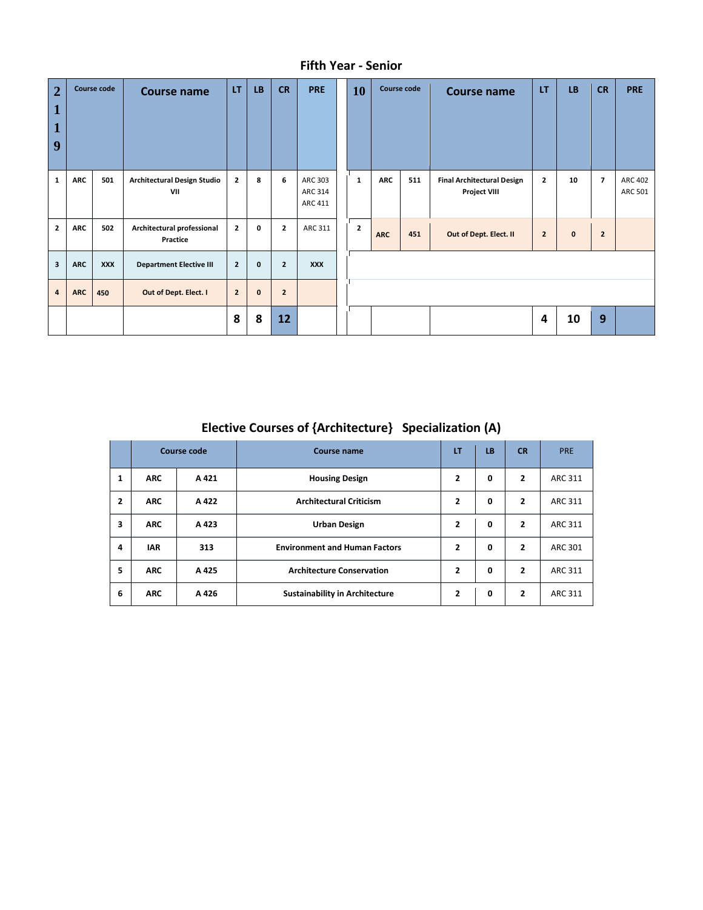## Fifth Year - Senior

| 2119 | Course code | | Course name | LT | LB | CR | PRE | 10 | Course code | | Course name | LT | LB | CR | PRE |
|---|---|---|---|---|---|---|---|---|---|---|---|---|---|---|---|
| 1 | ARC | 501 | Architectural Design Studio VII | 2 | 8 | 6 | ARC 303 ARC 314 ARC 411 | 1 | ARC | 511 | Final Architectural Design Project VIII | 2 | 10 | 7 | ARC 402 ARC 501 |
| 2 | ARC | 502 | Architectural professional Practice | 2 | 0 | 2 | ARC 311 | 2 | ARC | 451 | Out of Dept. Elect. II | 2 | 0 | 2 | |
| 3 | ARC | XXX | Department Elective III | 2 | 0 | 2 | XXX | | | | | | | | |
| 4 | ARC | 450 | Out of Dept. Elect. I | 2 | 0 | 2 | | | | | | | | | |
| | | | | 8 | 8 | 12 | | | | | | 4 | 10 | 9 | |

## Elective Courses of {Architecture} Specialization (A)

| | Course code | | Course name | LT | LB | CR | PRE |
|---|---|---|---|---|---|---|---|
| 1 | ARC | A 421 | Housing Design | 2 | 0 | 2 | ARC 311 |
| 2 | ARC | A 422 | Architectural Criticism | 2 | 0 | 2 | ARC 311 |
| 3 | ARC | A 423 | Urban Design | 2 | 0 | 2 | ARC 311 |
| 4 | IAR | 313 | Environment and Human Factors | 2 | 0 | 2 | ARC 301 |
| 5 | ARC | A 425 | Architecture Conservation | 2 | 0 | 2 | ARC 311 |
| 6 | ARC | A 426 | Sustainability in Architecture | 2 | 0 | 2 | ARC 311 |